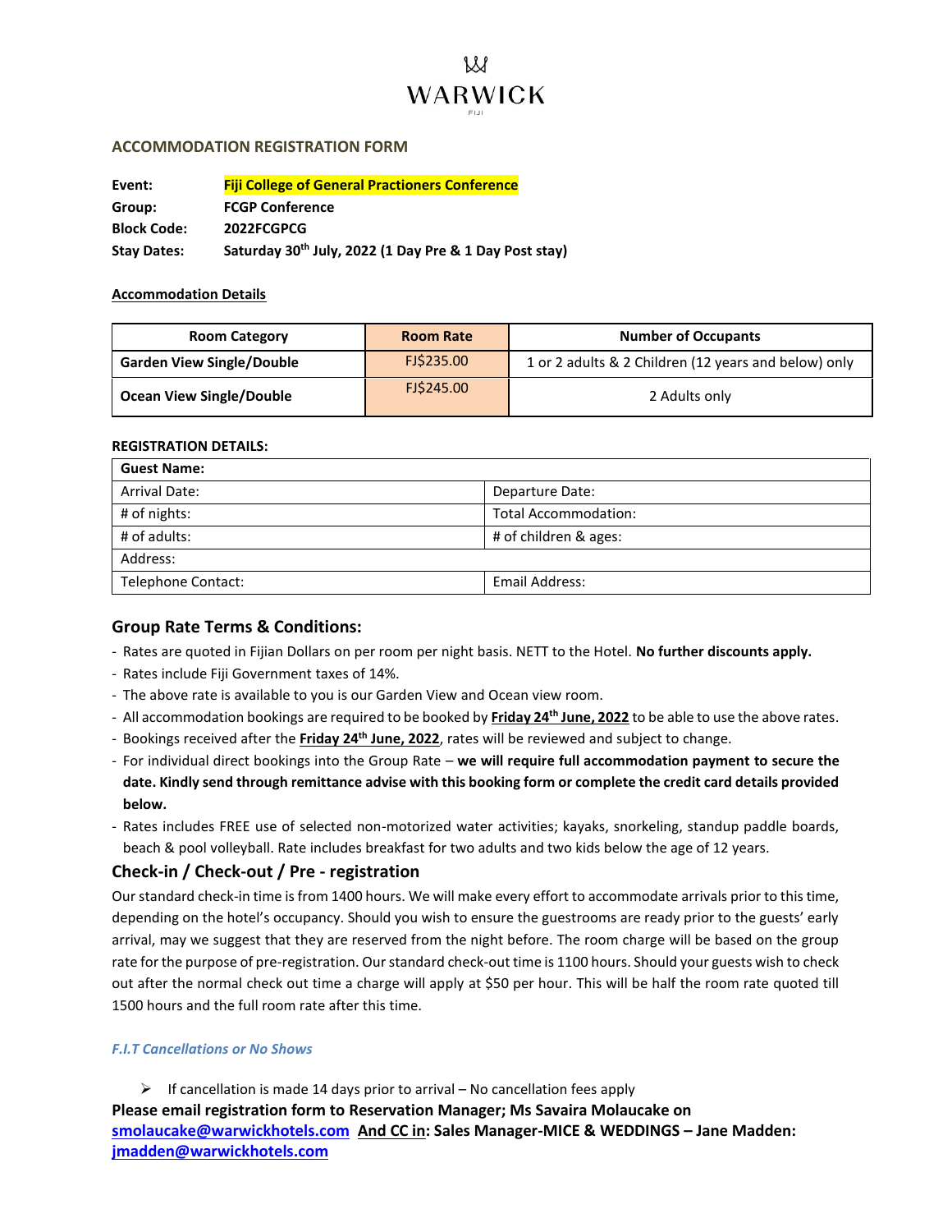# WARWICK

FIJI

## ACCOMMODATION REGISTRATION FORM

**Event:** **Fiji College of General Practioners Conference**
**Group:** **FCGP Conference**
**Block Code:** **2022FCGPCG**
**Stay Dates:** **Saturday 30th July, 2022 (1 Day Pre & 1 Day Post stay)**

**Accommodation Details**

| Room Category | Room Rate | Number of Occupants |
|---|---|---|
| **Garden View Single/Double** | FJ$235.00 | 1 or 2 adults & 2 Children (12 years and below) only |
| **Ocean View Single/Double** | FJ$245.00 | 2 Adults only |

**REGISTRATION DETAILS:**

| **Guest Name:** | |
|---|---|
| Arrival Date: | Departure Date: |
| # of nights: | Total Accommodation: |
| # of adults: | # of children & ages: |
| Address: | |
| Telephone Contact: | Email Address: |

## Group Rate Terms & Conditions:

- Rates are quoted in Fijian Dollars on per room per night basis. NETT to the Hotel. **No further discounts apply.**
- Rates include Fiji Government taxes of 14%.
- The above rate is available to you is our Garden View and Ocean view room.
- All accommodation bookings are required to be booked by **Friday 24th June, 2022** to be able to use the above rates.
- Bookings received after the **Friday 24th June, 2022**, rates will be reviewed and subject to change.
- For individual direct bookings into the Group Rate – **we will require full accommodation payment to secure the date. Kindly send through remittance advise with this booking form or complete the credit card details provided below.**
- Rates includes FREE use of selected non-motorized water activities; kayaks, snorkeling, standup paddle boards, beach & pool volleyball. Rate includes breakfast for two adults and two kids below the age of 12 years.

## Check-in / Check-out / Pre - registration

Our standard check-in time is from 1400 hours. We will make every effort to accommodate arrivals prior to this time, depending on the hotel's occupancy. Should you wish to ensure the guestrooms are ready prior to the guests' early arrival, may we suggest that they are reserved from the night before. The room charge will be based on the group rate for the purpose of pre-registration. Our standard check-out time is 1100 hours. Should your guests wish to check out after the normal check out time a charge will apply at $50 per hour. This will be half the room rate quoted till 1500 hours and the full room rate after this time.

***F.I.T Cancellations or No Shows***

- If cancellation is made 14 days prior to arrival – No cancellation fees apply

**Please email registration form to Reservation Manager; Ms Savaira Molaucake on smolaucake@warwickhotels.com And CC in: Sales Manager-MICE & WEDDINGS – Jane Madden: jmadden@warwickhotels.com**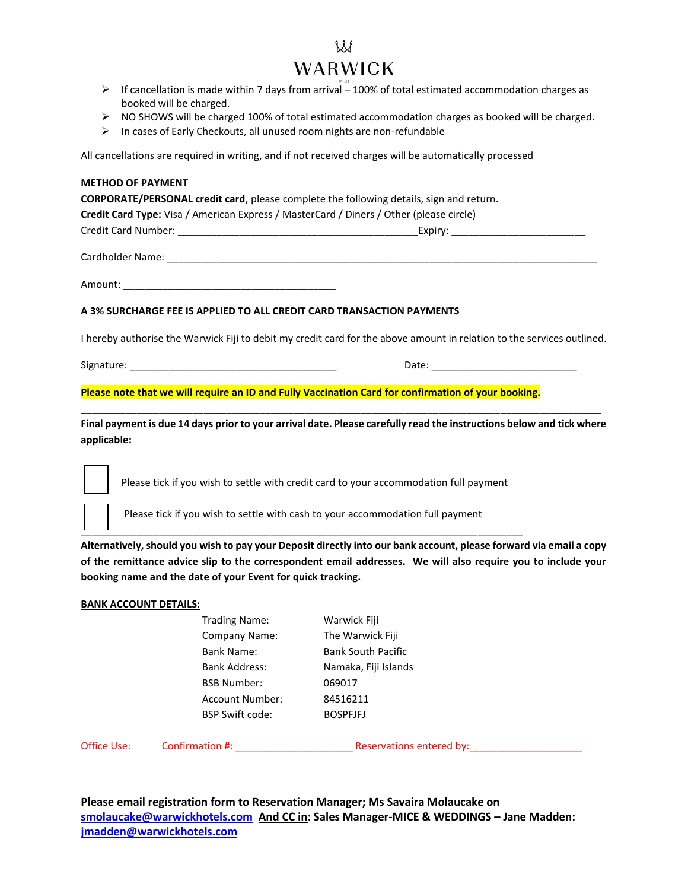WARWICK

FIJI

- If cancellation is made within 7 days from arrival – 100% of total estimated accommodation charges as booked will be charged.
- NO SHOWS will be charged 100% of total estimated accommodation charges as booked will be charged.
- In cases of Early Checkouts, all unused room nights are non-refundable

All cancellations are required in writing, and if not received charges will be automatically processed

**METHOD OF PAYMENT**

**CORPORATE/PERSONAL credit card**, please complete the following details, sign and return.

**Credit Card Type:** Visa / American Express / MasterCard / Diners / Other (please circle)

Credit Card Number: ___________________________________________Expiry: ________________________

Cardholder Name: ______________________________________________________________________________

Amount: ______________________________________

**A 3% SURCHARGE FEE IS APPLIED TO ALL CREDIT CARD TRANSACTION PAYMENTS**

I hereby authorise the Warwick Fiji to debit my credit card for the above amount in relation to the services outlined.

Signature: _____________________________________ Date: __________________________

**Please note that we will require an ID and Fully Vaccination Card for confirmation of your booking.**

---

**Final payment is due 14 days prior to your arrival date. Please carefully read the instructions below and tick where applicable:**

☐ Please tick if you wish to settle with credit card to your accommodation full payment

☐ Please tick if you wish to settle with cash to your accommodation full payment

---

**Alternatively, should you wish to pay your Deposit directly into our bank account, please forward via email a copy of the remittance advice slip to the correspondent email addresses. We will also require you to include your booking name and the date of your Event for quick tracking.**

**BANK ACCOUNT DETAILS:**

| | |
|---|---|
| Trading Name: | Warwick Fiji |
| Company Name: | The Warwick Fiji |
| Bank Name: | Bank South Pacific |
| Bank Address: | Namaka, Fiji Islands |
| BSB Number: | 069017 |
| Account Number: | 84516211 |
| BSP Swift code: | BOSPFJFJ |

Office Use: Confirmation #: _____________________ Reservations entered by:____________________

**Please email registration form to Reservation Manager; Ms Savaira Molaucake on smolaucake@warwickhotels.com And CC in: Sales Manager-MICE & WEDDINGS – Jane Madden: jmadden@warwickhotels.com**